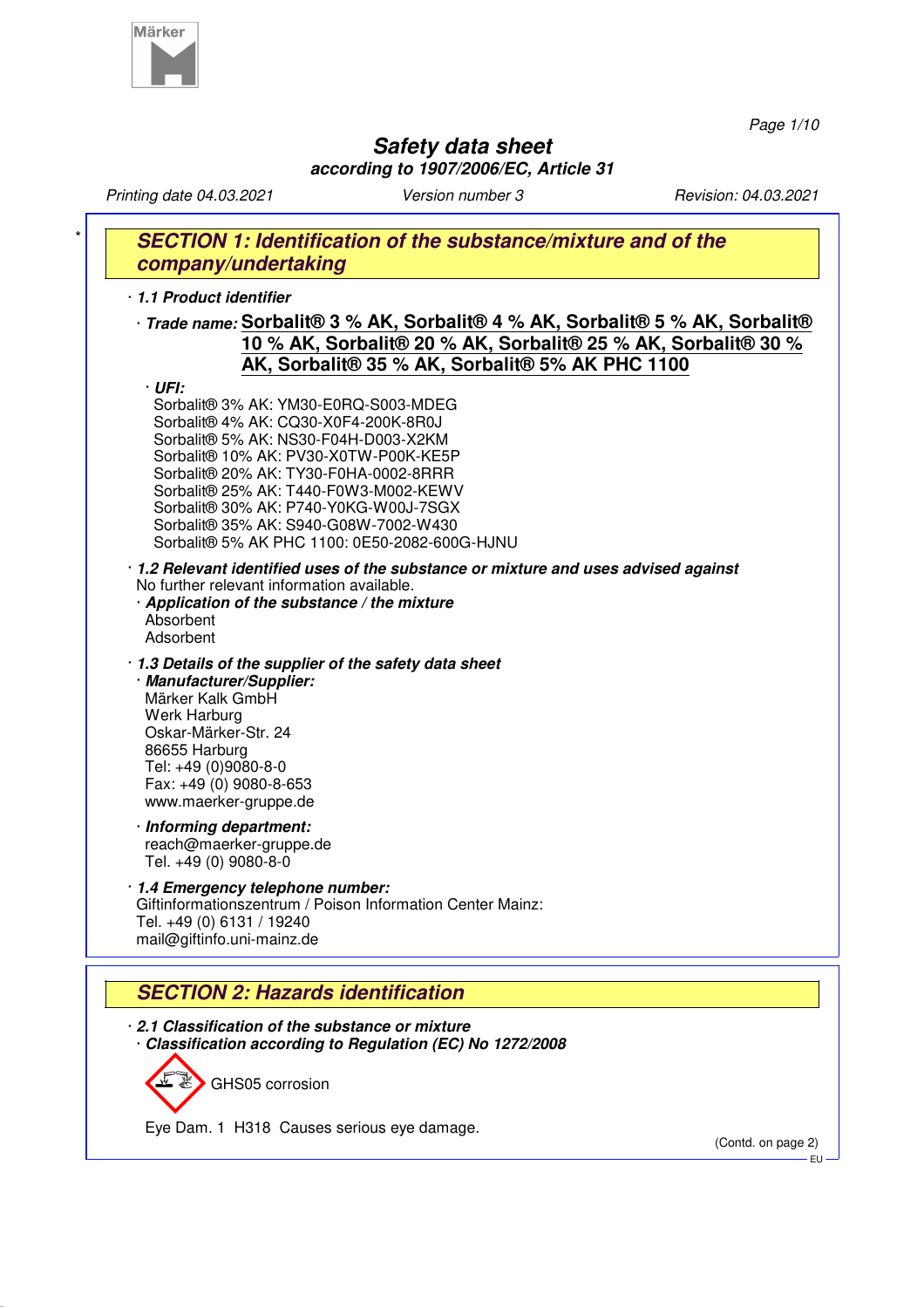# Safety data sheet

**according to 1907/2006/EC, Article 31**

*Printing date 04.03.2021* — *Version number 3* — *Revision: 04.03.2021*

## SECTION 1: Identification of the substance/mixture and of the company/undertaking

· **1.1 Product identifier**

· **Trade name:** **Sorbalit® 3 % AK, Sorbalit® 4 % AK, Sorbalit® 5 % AK, Sorbalit® 10 % AK, Sorbalit® 20 % AK, Sorbalit® 25 % AK, Sorbalit® 30 % AK, Sorbalit® 35 % AK, Sorbalit® 5% AK PHC 1100**

· **UFI:**
Sorbalit® 3% AK: YM30-E0RQ-S003-MDEG
Sorbalit® 4% AK: CQ30-X0F4-200K-8R0J
Sorbalit® 5% AK: NS30-F04H-D003-X2KM
Sorbalit® 10% AK: PV30-X0TW-P00K-KE5P
Sorbalit® 20% AK: TY30-F0HA-0002-8RRR
Sorbalit® 25% AK: T440-F0W3-M002-KEWV
Sorbalit® 30% AK: P740-Y0KG-W00J-7SGX
Sorbalit® 35% AK: S940-G08W-7002-W430
Sorbalit® 5% AK PHC 1100: 0E50-2082-600G-HJNU

· **1.2 Relevant identified uses of the substance or mixture and uses advised against**
No further relevant information available.

· **Application of the substance / the mixture**
Absorbent
Adsorbent

· **1.3 Details of the supplier of the safety data sheet**

· **Manufacturer/Supplier:**
Märker Kalk GmbH
Werk Harburg
Oskar-Märker-Str. 24
86655 Harburg
Tel: +49 (0)9080-8-0
Fax: +49 (0) 9080-8-653
www.maerker-gruppe.de

· **Informing department:**
reach@maerker-gruppe.de
Tel. +49 (0) 9080-8-0

· **1.4 Emergency telephone number:**
Giftinformationszentrum / Poison Information Center Mainz:
Tel. +49 (0) 6131 / 19240
mail@giftinfo.uni-mainz.de

## SECTION 2: Hazards identification

· **2.1 Classification of the substance or mixture**

· **Classification according to Regulation (EC) No 1272/2008**

GHS05 corrosion

Eye Dam. 1 H318 Causes serious eye damage.

(Contd. on page 2)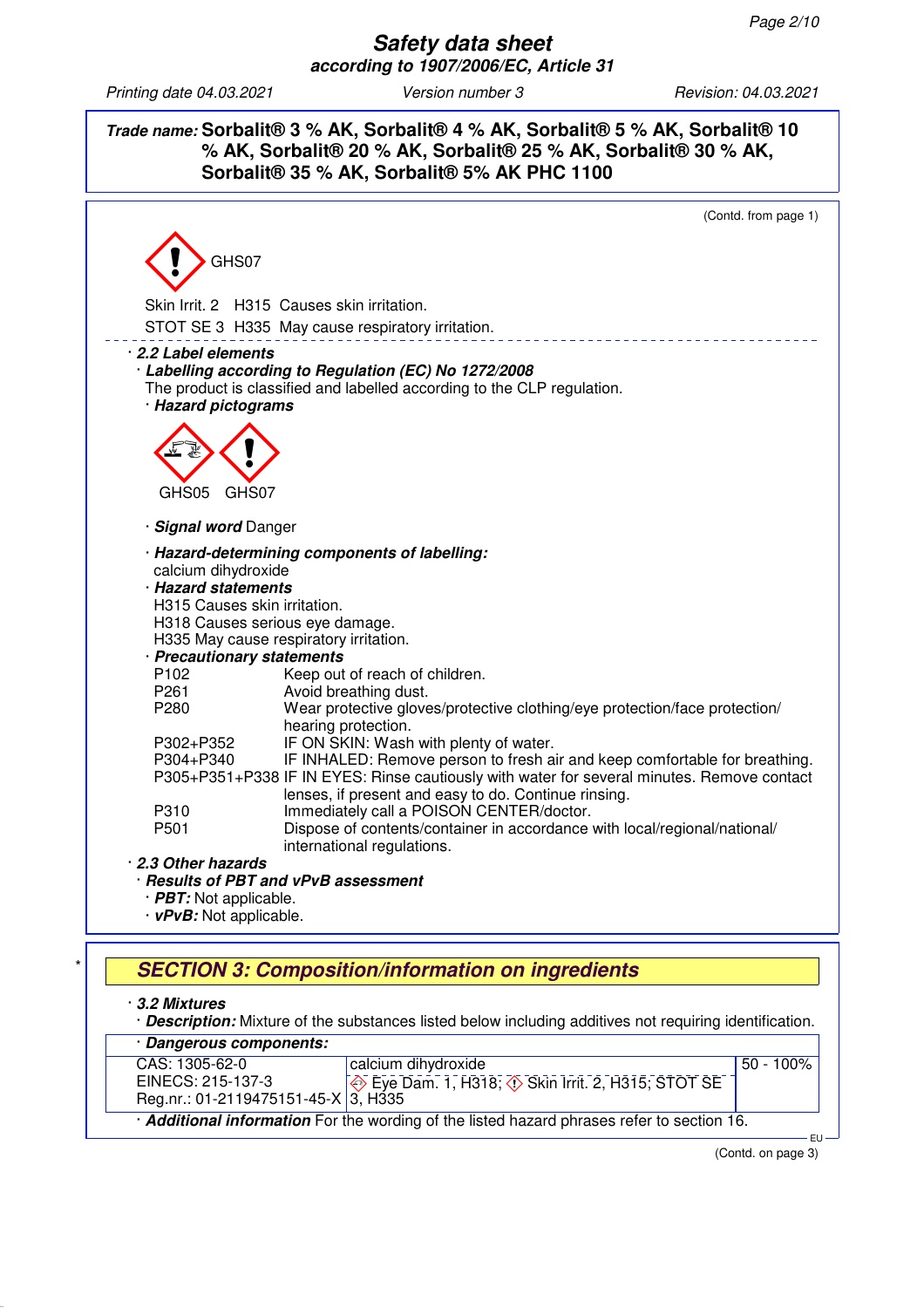**Trade name:** **Sorbalit® 3 % AK, Sorbalit® 4 % AK, Sorbalit® 5 % AK, Sorbalit® 10 % AK, Sorbalit® 20 % AK, Sorbalit® 25 % AK, Sorbalit® 30 % AK, Sorbalit® 35 % AK, Sorbalit® 5% AK PHC 1100**

(Contd. from page 1)

GHS07

Skin Irrit. 2 H315 Causes skin irritation.

STOT SE 3 H335 May cause respiratory irritation.

· ***2.2 Label elements***

· ***Labelling according to Regulation (EC) No 1272/2008***

The product is classified and labelled according to the CLP regulation.

· ***Hazard pictograms***

GHS05 GHS07

· ***Signal word*** Danger

· ***Hazard-determining components of labelling:***

calcium dihydroxide

· ***Hazard statements***

H315 Causes skin irritation.
H318 Causes serious eye damage.
H335 May cause respiratory irritation.

· ***Precautionary statements***

| | |
|---|---|
| P102 | Keep out of reach of children. |
| P261 | Avoid breathing dust. |
| P280 | Wear protective gloves/protective clothing/eye protection/face protection/ hearing protection. |
| P302+P352 | IF ON SKIN: Wash with plenty of water. |
| P304+P340 | IF INHALED: Remove person to fresh air and keep comfortable for breathing. |
| P305+P351+P338 | IF IN EYES: Rinse cautiously with water for several minutes. Remove contact lenses, if present and easy to do. Continue rinsing. |
| P310 | Immediately call a POISON CENTER/doctor. |
| P501 | Dispose of contents/container in accordance with local/regional/national/ international regulations. |

· ***2.3 Other hazards***

· ***Results of PBT and vPvB assessment***

· ***PBT:*** Not applicable.

· ***vPvB:*** Not applicable.

## SECTION 3: Composition/information on ingredients

· ***3.2 Mixtures***

· ***Description:*** Mixture of the substances listed below including additives not requiring identification.

· ***Dangerous components:***

| | | |
|---|---|---|
| CAS: 1305-62-0<br>EINECS: 215-137-3<br>Reg.nr.: 01-2119475151-45-X | calcium dihydroxide<br>Eye Dam. 1, H318; Skin Irrit. 2, H315; STOT SE 3, H335 | 50 - 100% |

· ***Additional information*** For the wording of the listed hazard phrases refer to section 16.

(Contd. on page 3)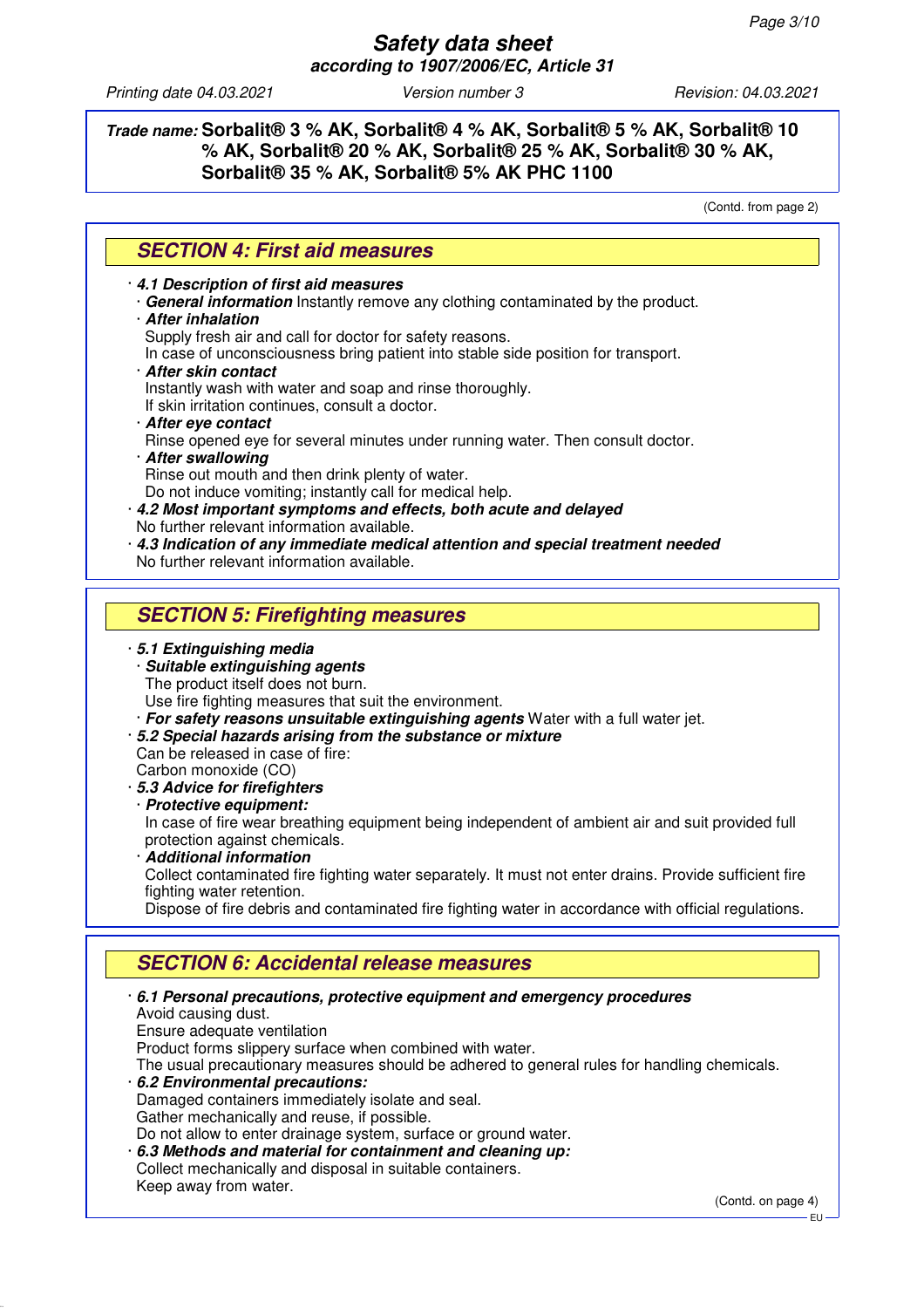**Trade name:** **Sorbalit® 3 % AK, Sorbalit® 4 % AK, Sorbalit® 5 % AK, Sorbalit® 10 % AK, Sorbalit® 20 % AK, Sorbalit® 25 % AK, Sorbalit® 30 % AK, Sorbalit® 35 % AK, Sorbalit® 5% AK PHC 1100**

(Contd. from page 2)

## SECTION 4: First aid measures

- ***4.1 Description of first aid measures***
  - ***General information*** Instantly remove any clothing contaminated by the product.
  - ***After inhalation***
    Supply fresh air and call for doctor for safety reasons.
    In case of unconsciousness bring patient into stable side position for transport.
  - ***After skin contact***
    Instantly wash with water and soap and rinse thoroughly.
    If skin irritation continues, consult a doctor.
  - ***After eye contact***
    Rinse opened eye for several minutes under running water. Then consult doctor.
  - ***After swallowing***
    Rinse out mouth and then drink plenty of water.
    Do not induce vomiting; instantly call for medical help.
- ***4.2 Most important symptoms and effects, both acute and delayed***
  No further relevant information available.
- ***4.3 Indication of any immediate medical attention and special treatment needed***
  No further relevant information available.

## SECTION 5: Firefighting measures

- ***5.1 Extinguishing media***
  - ***Suitable extinguishing agents***
    The product itself does not burn.
    Use fire fighting measures that suit the environment.
  - ***For safety reasons unsuitable extinguishing agents*** Water with a full water jet.
- ***5.2 Special hazards arising from the substance or mixture***
  Can be released in case of fire:
  Carbon monoxide (CO)
- ***5.3 Advice for firefighters***
  - ***Protective equipment:***
    In case of fire wear breathing equipment being independent of ambient air and suit provided full protection against chemicals.
  - ***Additional information***
    Collect contaminated fire fighting water separately. It must not enter drains. Provide sufficient fire fighting water retention.
    Dispose of fire debris and contaminated fire fighting water in accordance with official regulations.

## SECTION 6: Accidental release measures

- ***6.1 Personal precautions, protective equipment and emergency procedures***
  Avoid causing dust.
  Ensure adequate ventilation
  Product forms slippery surface when combined with water.
  The usual precautionary measures should be adhered to general rules for handling chemicals.
- ***6.2 Environmental precautions:***
  Damaged containers immediately isolate and seal.
  Gather mechanically and reuse, if possible.
  Do not allow to enter drainage system, surface or ground water.
- ***6.3 Methods and material for containment and cleaning up:***
  Collect mechanically and disposal in suitable containers.
  Keep away from water.

(Contd. on page 4)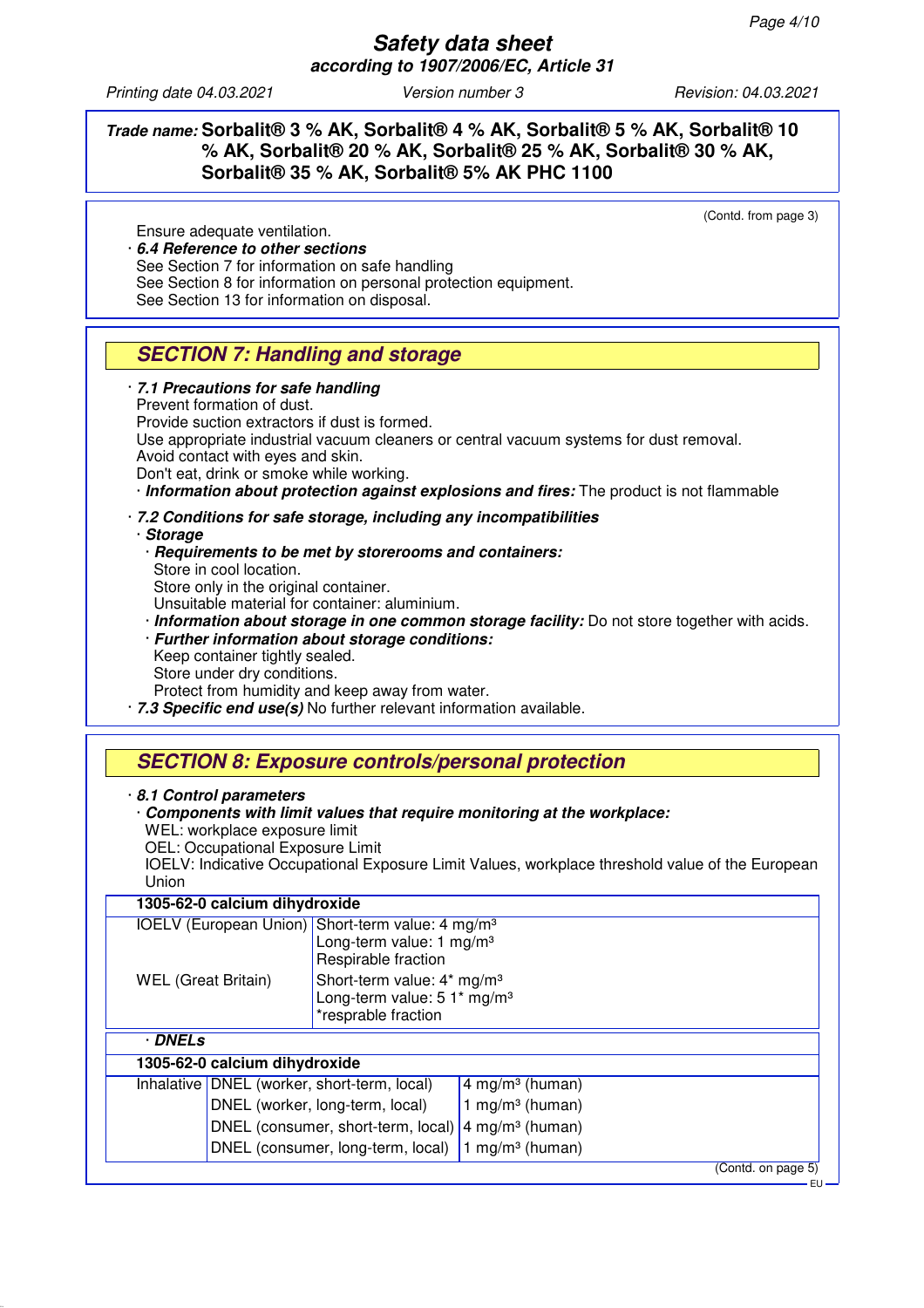**Trade name:** **Sorbalit® 3 % AK, Sorbalit® 4 % AK, Sorbalit® 5 % AK, Sorbalit® 10 % AK, Sorbalit® 20 % AK, Sorbalit® 25 % AK, Sorbalit® 30 % AK, Sorbalit® 35 % AK, Sorbalit® 5% AK PHC 1100**

(Contd. from page 3)

Ensure adequate ventilation.

· ***6.4 Reference to other sections***
See Section 7 for information on safe handling
See Section 8 for information on personal protection equipment.
See Section 13 for information on disposal.

## SECTION 7: Handling and storage

· ***7.1 Precautions for safe handling***
Prevent formation of dust.
Provide suction extractors if dust is formed.
Use appropriate industrial vacuum cleaners or central vacuum systems for dust removal.
Avoid contact with eyes and skin.
Don't eat, drink or smoke while working.
· ***Information about protection against explosions and fires:*** The product is not flammable

· ***7.2 Conditions for safe storage, including any incompatibilities***
· ***Storage***
· ***Requirements to be met by storerooms and containers:***
Store in cool location.
Store only in the original container.
Unsuitable material for container: aluminium.
· ***Information about storage in one common storage facility:*** Do not store together with acids.
· ***Further information about storage conditions:***
Keep container tightly sealed.
Store under dry conditions.
Protect from humidity and keep away from water.
· ***7.3 Specific end use(s)*** No further relevant information available.

## SECTION 8: Exposure controls/personal protection

· ***8.1 Control parameters***
· ***Components with limit values that require monitoring at the workplace:***
WEL: workplace exposure limit
OEL: Occupational Exposure Limit
IOELV: Indicative Occupational Exposure Limit Values, workplace threshold value of the European Union

| **1305-62-0 calcium dihydroxide** | |
|---|---|
| IOELV (European Union) | Short-term value: 4 mg/m³<br>Long-term value: 1 mg/m³<br>Respirable fraction |
| WEL (Great Britain) | Short-term value: 4* mg/m³<br>Long-term value: 5 1* mg/m³<br>*resprable fraction |

· ***DNELs***

| **1305-62-0 calcium dihydroxide** | | |
|---|---|---|
| Inhalative | DNEL (worker, short-term, local) | 4 mg/m³ (human) |
| | DNEL (worker, long-term, local) | 1 mg/m³ (human) |
| | DNEL (consumer, short-term, local) | 4 mg/m³ (human) |
| | DNEL (consumer, long-term, local) | 1 mg/m³ (human) |

(Contd. on page 5)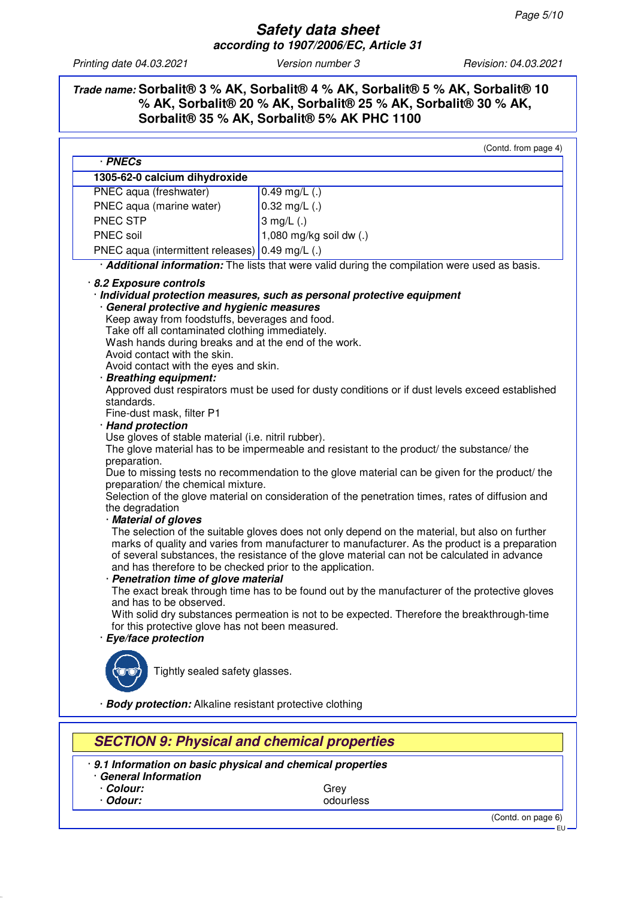**Trade name: Sorbalit® 3 % AK, Sorbalit® 4 % AK, Sorbalit® 5 % AK, Sorbalit® 10 % AK, Sorbalit® 20 % AK, Sorbalit® 25 % AK, Sorbalit® 30 % AK, Sorbalit® 35 % AK, Sorbalit® 5% AK PHC 1100**

(Contd. from page 4)

· **PNECs**

| 1305-62-0 calcium dihydroxide | |
|---|---|
| PNEC aqua (freshwater) | 0.49 mg/L (.) |
| PNEC aqua (marine water) | 0.32 mg/L (.) |
| PNEC STP | 3 mg/L (.) |
| PNEC soil | 1,080 mg/kg soil dw (.) |
| PNEC aqua (intermittent releases) | 0.49 mg/L (.) |

· ***Additional information:*** The lists that were valid during the compilation were used as basis.

· ***8.2 Exposure controls***

· ***Individual protection measures, such as personal protective equipment***

· ***General protective and hygienic measures***

Keep away from foodstuffs, beverages and food.
Take off all contaminated clothing immediately.
Wash hands during breaks and at the end of the work.
Avoid contact with the skin.
Avoid contact with the eyes and skin.

· ***Breathing equipment:***

Approved dust respirators must be used for dusty conditions or if dust levels exceed established standards.
Fine-dust mask, filter P1

· ***Hand protection***

Use gloves of stable material (i.e. nitril rubber).
The glove material has to be impermeable and resistant to the product/ the substance/ the preparation.
Due to missing tests no recommendation to the glove material can be given for the product/ the preparation/ the chemical mixture.
Selection of the glove material on consideration of the penetration times, rates of diffusion and the degradation

· ***Material of gloves***

The selection of the suitable gloves does not only depend on the material, but also on further marks of quality and varies from manufacturer to manufacturer. As the product is a preparation of several substances, the resistance of the glove material can not be calculated in advance and has therefore to be checked prior to the application.

· ***Penetration time of glove material***

The exact break through time has to be found out by the manufacturer of the protective gloves and has to be observed.
With solid dry substances permeation is not to be expected. Therefore the breakthrough-time for this protective glove has not been measured.

· ***Eye/face protection***

Tightly sealed safety glasses.

· ***Body protection:*** Alkaline resistant protective clothing

## SECTION 9: Physical and chemical properties

· ***9.1 Information on basic physical and chemical properties***

· ***General Information***

| | |
|---|---|
| · ***Colour:*** | Grey |
| · ***Odour:*** | odourless |

(Contd. on page 6)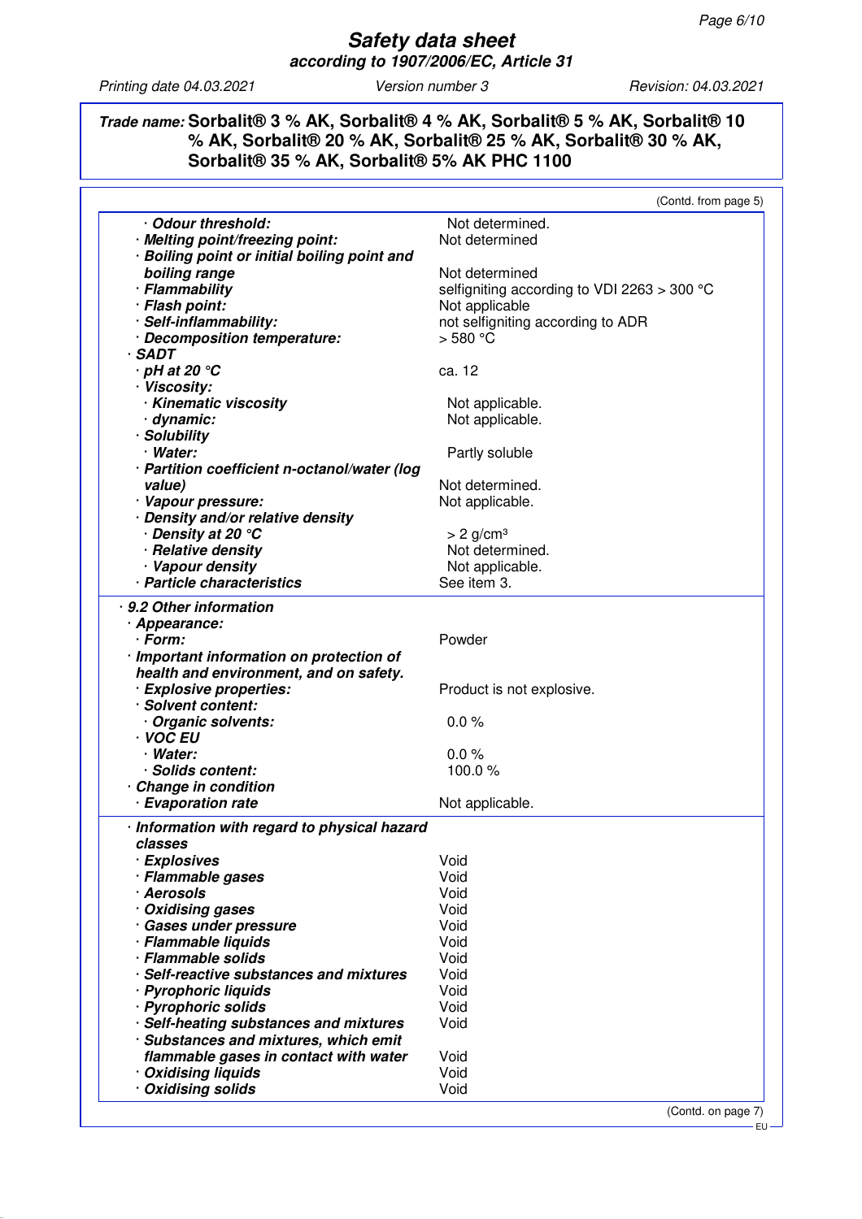**Safety data sheet**
**according to 1907/2006/EC, Article 31**

Printing date 04.03.2021 Version number 3 Revision: 04.03.2021

**Trade name: Sorbalit® 3 % AK, Sorbalit® 4 % AK, Sorbalit® 5 % AK, Sorbalit® 10 % AK, Sorbalit® 20 % AK, Sorbalit® 25 % AK, Sorbalit® 30 % AK, Sorbalit® 35 % AK, Sorbalit® 5% AK PHC 1100**

(Contd. from page 5)

| | |
|---|---|
| · **Odour threshold:** | Not determined. |
| · **Melting point/freezing point:** | Not determined |
| · **Boiling point or initial boiling point and boiling range** | Not determined |
| · **Flammability** | selfigniting according to VDI 2263 > 300 °C |
| · **Flash point:** | Not applicable |
| · **Self-inflammability:** | not selfigniting according to ADR |
| · **Decomposition temperature:** | > 580 °C |
| · **SADT** | |
| · **pH at 20 °C** | ca. 12 |
| · **Viscosity:** | |
| · **Kinematic viscosity** | Not applicable. |
| · **dynamic:** | Not applicable. |
| · **Solubility** | |
| · **Water:** | Partly soluble |
| · **Partition coefficient n-octanol/water (log value)** | Not determined. |
| · **Vapour pressure:** | Not applicable. |
| · **Density and/or relative density** | |
| · **Density at 20 °C** | > 2 g/cm³ |
| · **Relative density** | Not determined. |
| · **Vapour density** | Not applicable. |
| · **Particle characteristics** | See item 3. |

· **9.2 Other information**

| | |
|---|---|
| · **Appearance:** | |
| · **Form:** | Powder |
| · **Important information on protection of health and environment, and on safety.** | |
| · **Explosive properties:** | Product is not explosive. |
| · **Solvent content:** | |
| · **Organic solvents:** | 0.0 % |
| · **VOC EU** | |
| · **Water:** | 0.0 % |
| · **Solids content:** | 100.0 % |
| · **Change in condition** | |
| · **Evaporation rate** | Not applicable. |

· **Information with regard to physical hazard classes**

| | |
|---|---|
| · **Explosives** | Void |
| · **Flammable gases** | Void |
| · **Aerosols** | Void |
| · **Oxidising gases** | Void |
| · **Gases under pressure** | Void |
| · **Flammable liquids** | Void |
| · **Flammable solids** | Void |
| · **Self-reactive substances and mixtures** | Void |
| · **Pyrophoric liquids** | Void |
| · **Pyrophoric solids** | Void |
| · **Self-heating substances and mixtures** | Void |
| · **Substances and mixtures, which emit flammable gases in contact with water** | Void |
| · **Oxidising liquids** | Void |
| · **Oxidising solids** | Void |

(Contd. on page 7)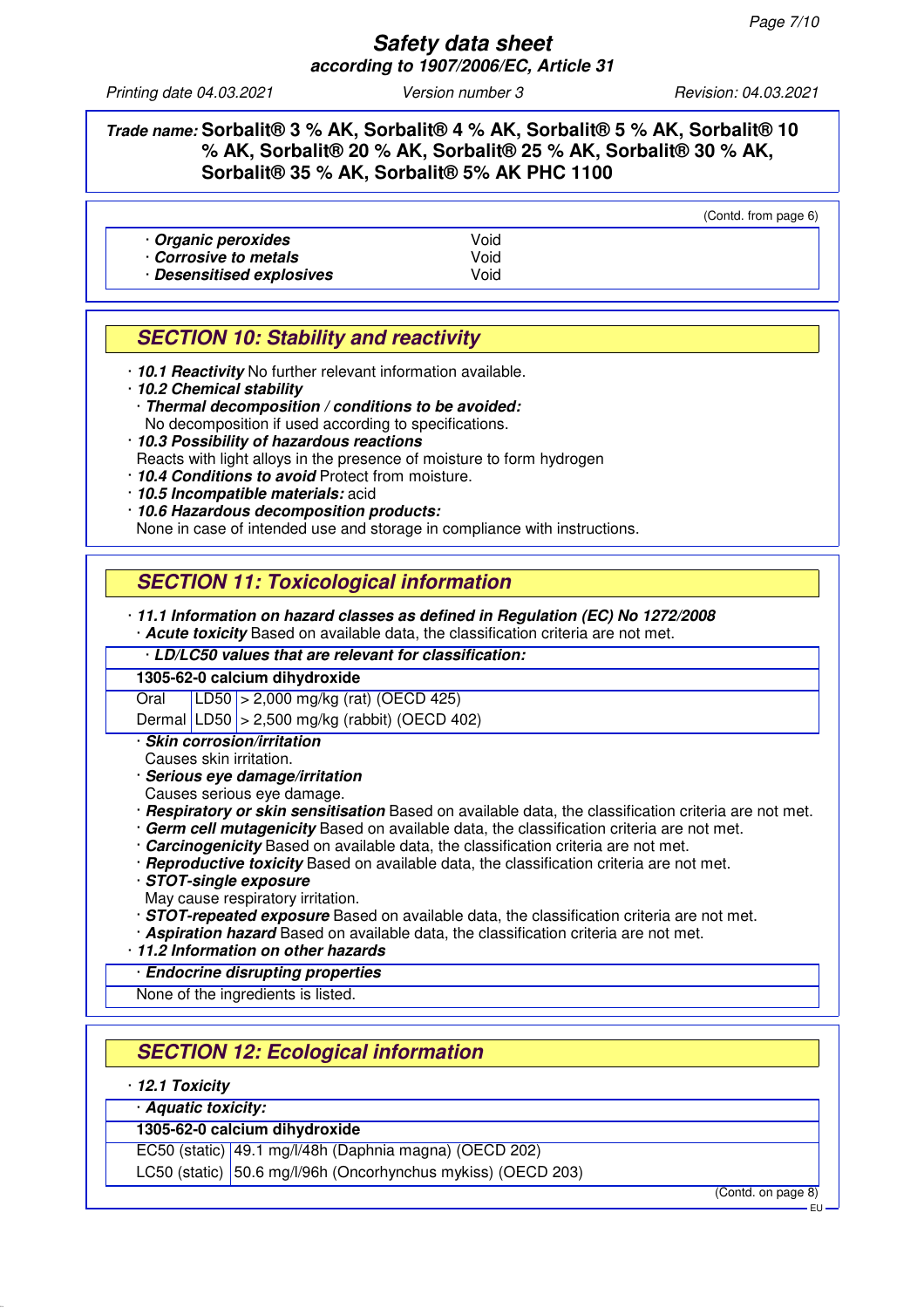**Safety data sheet**
**according to 1907/2006/EC, Article 31**

Printing date 04.03.2021 | Version number 3 | Revision: 04.03.2021

**Trade name: Sorbalit® 3 % AK, Sorbalit® 4 % AK, Sorbalit® 5 % AK, Sorbalit® 10 % AK, Sorbalit® 20 % AK, Sorbalit® 25 % AK, Sorbalit® 30 % AK, Sorbalit® 35 % AK, Sorbalit® 5% AK PHC 1100**

(Contd. from page 6)

| | |
|---|---|
| · ***Organic peroxides*** | Void |
| · ***Corrosive to metals*** | Void |
| · ***Desensitised explosives*** | Void |

## SECTION 10: Stability and reactivity

- · ***10.1 Reactivity*** No further relevant information available.
- · ***10.2 Chemical stability***
  - · ***Thermal decomposition / conditions to be avoided:***
    No decomposition if used according to specifications.
- · ***10.3 Possibility of hazardous reactions***
  Reacts with light alloys in the presence of moisture to form hydrogen
- · ***10.4 Conditions to avoid*** Protect from moisture.
- · ***10.5 Incompatible materials:*** acid
- · ***10.6 Hazardous decomposition products:***
  None in case of intended use and storage in compliance with instructions.

## SECTION 11: Toxicological information

- · ***11.1 Information on hazard classes as defined in Regulation (EC) No 1272/2008***
  - · ***Acute toxicity*** Based on available data, the classification criteria are not met.

· ***LD/LC50 values that are relevant for classification:***

| **1305-62-0 calcium dihydroxide** | | |
|---|---|---|
| Oral | LD50 | > 2,000 mg/kg (rat) (OECD 425) |
| Dermal | LD50 | > 2,500 mg/kg (rabbit) (OECD 402) |

- · ***Skin corrosion/irritation***
  Causes skin irritation.
- · ***Serious eye damage/irritation***
  Causes serious eye damage.
- · ***Respiratory or skin sensitisation*** Based on available data, the classification criteria are not met.
- · ***Germ cell mutagenicity*** Based on available data, the classification criteria are not met.
- · ***Carcinogenicity*** Based on available data, the classification criteria are not met.
- · ***Reproductive toxicity*** Based on available data, the classification criteria are not met.
- · ***STOT-single exposure***
  May cause respiratory irritation.
- · ***STOT-repeated exposure*** Based on available data, the classification criteria are not met.
- · ***Aspiration hazard*** Based on available data, the classification criteria are not met.
- · ***11.2 Information on other hazards***

· ***Endocrine disrupting properties***

None of the ingredients is listed.

## SECTION 12: Ecological information

- · ***12.1 Toxicity***

· ***Aquatic toxicity:***

| **1305-62-0 calcium dihydroxide** | |
|---|---|
| EC50 (static) | 49.1 mg/l/48h (Daphnia magna) (OECD 202) |
| LC50 (static) | 50.6 mg/l/96h (Oncorhynchus mykiss) (OECD 203) |

(Contd. on page 8)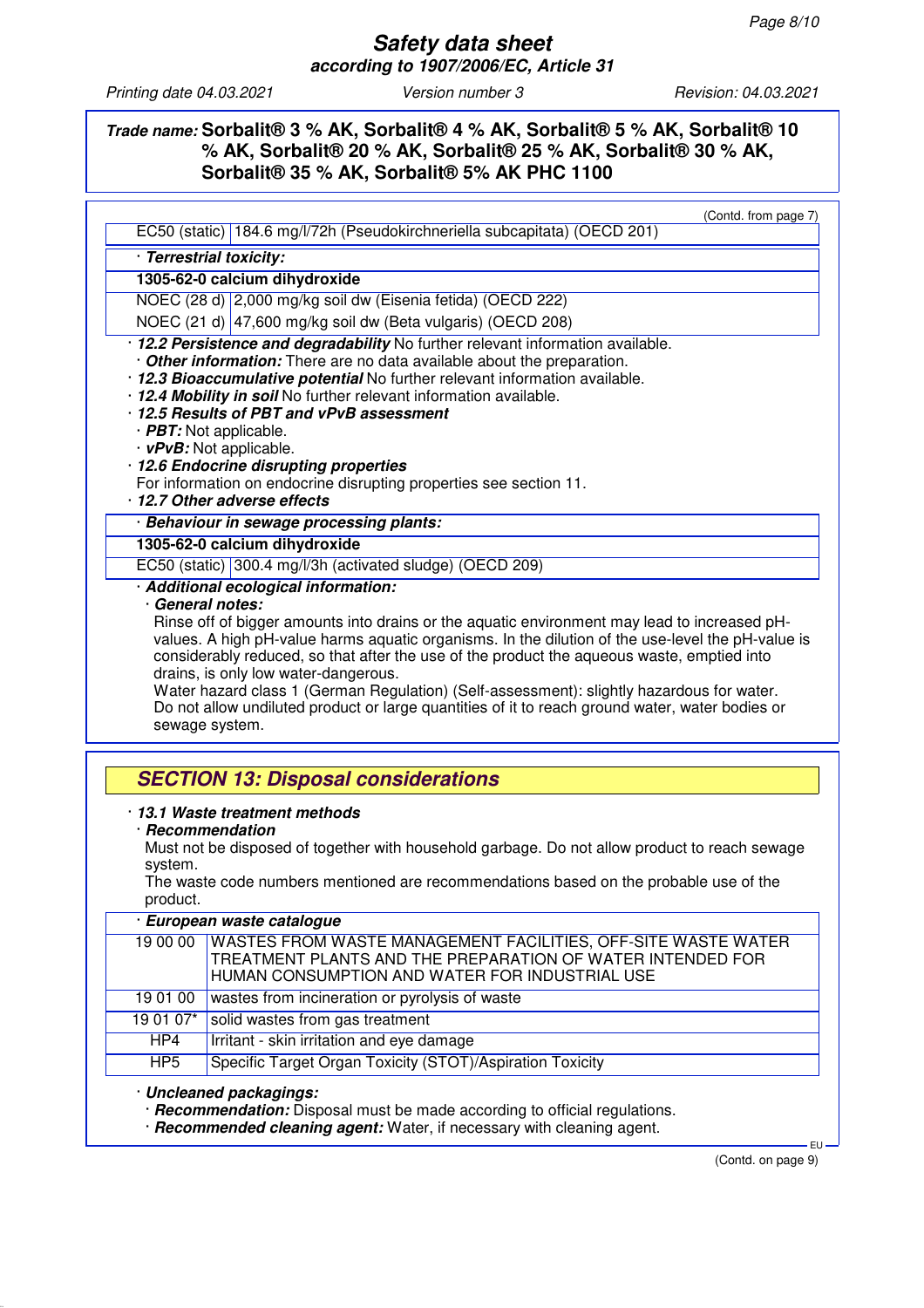*Trade name:* **Sorbalit® 3 % AK, Sorbalit® 4 % AK, Sorbalit® 5 % AK, Sorbalit® 10 % AK, Sorbalit® 20 % AK, Sorbalit® 25 % AK, Sorbalit® 30 % AK, Sorbalit® 35 % AK, Sorbalit® 5% AK PHC 1100**

(Contd. from page 7)

| | |
|---|---|
| EC50 (static) | 184.6 mg/l/72h (Pseudokirchneriella subcapitata) (OECD 201) |

· ***Terrestrial toxicity:***

| **1305-62-0 calcium dihydroxide** | |
|---|---|
| NOEC (28 d) | 2,000 mg/kg soil dw (Eisenia fetida) (OECD 222) |
| NOEC (21 d) | 47,600 mg/kg soil dw (Beta vulgaris) (OECD 208) |

· ***12.2 Persistence and degradability*** No further relevant information available.
· ***Other information:*** There are no data available about the preparation.
· ***12.3 Bioaccumulative potential*** No further relevant information available.
· ***12.4 Mobility in soil*** No further relevant information available.
· ***12.5 Results of PBT and vPvB assessment***
· ***PBT:*** Not applicable.
· ***vPvB:*** Not applicable.
· ***12.6 Endocrine disrupting properties***
For information on endocrine disrupting properties see section 11.
· ***12.7 Other adverse effects***

· ***Behaviour in sewage processing plants:***

| **1305-62-0 calcium dihydroxide** | |
|---|---|
| EC50 (static) | 300.4 mg/l/3h (activated sludge) (OECD 209) |

· ***Additional ecological information:***
· ***General notes:***
Rinse off of bigger amounts into drains or the aquatic environment may lead to increased pH-values. A high pH-value harms aquatic organisms. In the dilution of the use-level the pH-value is considerably reduced, so that after the use of the product the aqueous waste, emptied into drains, is only low water-dangerous.
Water hazard class 1 (German Regulation) (Self-assessment): slightly hazardous for water.
Do not allow undiluted product or large quantities of it to reach ground water, water bodies or sewage system.

## SECTION 13: Disposal considerations

· ***13.1 Waste treatment methods***
· ***Recommendation***
Must not be disposed of together with household garbage. Do not allow product to reach sewage system.
The waste code numbers mentioned are recommendations based on the probable use of the product.

| · ***European waste catalogue*** | |
|---|---|
| 19 00 00 | WASTES FROM WASTE MANAGEMENT FACILITIES, OFF-SITE WASTE WATER TREATMENT PLANTS AND THE PREPARATION OF WATER INTENDED FOR HUMAN CONSUMPTION AND WATER FOR INDUSTRIAL USE |
| 19 01 00 | wastes from incineration or pyrolysis of waste |
| 19 01 07* | solid wastes from gas treatment |
| HP4 | Irritant - skin irritation and eye damage |
| HP5 | Specific Target Organ Toxicity (STOT)/Aspiration Toxicity |

· ***Uncleaned packagings:***
· ***Recommendation:*** Disposal must be made according to official regulations.
· ***Recommended cleaning agent:*** Water, if necessary with cleaning agent.

(Contd. on page 9)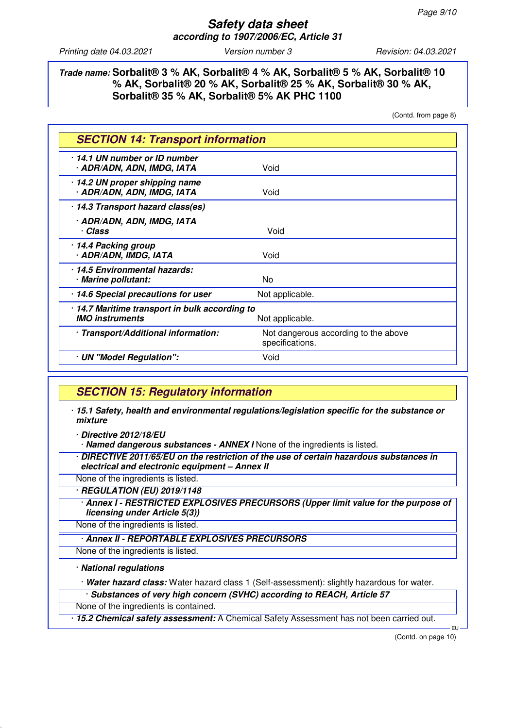**Trade name:** **Sorbalit® 3 % AK, Sorbalit® 4 % AK, Sorbalit® 5 % AK, Sorbalit® 10 % AK, Sorbalit® 20 % AK, Sorbalit® 25 % AK, Sorbalit® 30 % AK, Sorbalit® 35 % AK, Sorbalit® 5% AK PHC 1100**

(Contd. from page 8)

## SECTION 14: Transport information

| | |
|---|---|
| · **14.1 UN number or ID number**<br>· **ADR/ADN, ADN, IMDG, IATA** | Void |
| · **14.2 UN proper shipping name**<br>· **ADR/ADN, ADN, IMDG, IATA** | Void |
| · **14.3 Transport hazard class(es)**<br>· **ADR/ADN, ADN, IMDG, IATA**<br>· **Class** | Void |
| · **14.4 Packing group**<br>· **ADR/ADN, IMDG, IATA** | Void |
| · **14.5 Environmental hazards:**<br>· **Marine pollutant:** | No |
| · **14.6 Special precautions for user** | Not applicable. |
| · **14.7 Maritime transport in bulk according to IMO instruments** | Not applicable. |
| · **Transport/Additional information:** | Not dangerous according to the above specifications. |
| · **UN "Model Regulation":** | Void |

## SECTION 15: Regulatory information

· ***15.1 Safety, health and environmental regulations/legislation specific for the substance or mixture***

· ***Directive 2012/18/EU***

· ***Named dangerous substances - ANNEX I*** None of the ingredients is listed.

· ***DIRECTIVE 2011/65/EU on the restriction of the use of certain hazardous substances in electrical and electronic equipment – Annex II***

None of the ingredients is listed.

· ***REGULATION (EU) 2019/1148***

· ***Annex I - RESTRICTED EXPLOSIVES PRECURSORS (Upper limit value for the purpose of licensing under Article 5(3))***

None of the ingredients is listed.

· ***Annex II - REPORTABLE EXPLOSIVES PRECURSORS***

None of the ingredients is listed.

· ***National regulations***

· ***Water hazard class:*** Water hazard class 1 (Self-assessment): slightly hazardous for water.

· ***Substances of very high concern (SVHC) according to REACH, Article 57***

None of the ingredients is contained.

· ***15.2 Chemical safety assessment:*** A Chemical Safety Assessment has not been carried out.

(Contd. on page 10)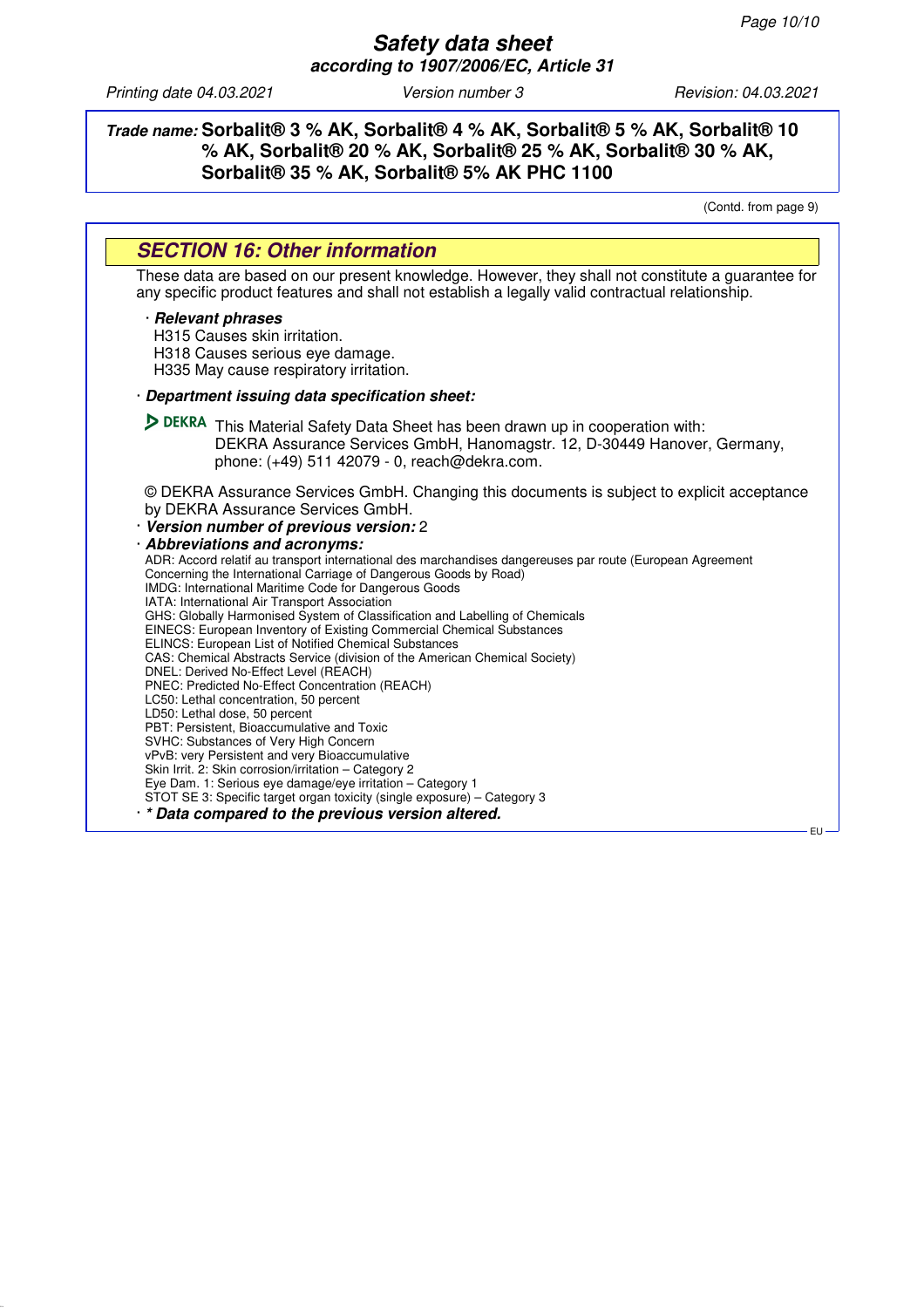**Trade name: Sorbalit® 3 % AK, Sorbalit® 4 % AK, Sorbalit® 5 % AK, Sorbalit® 10 % AK, Sorbalit® 20 % AK, Sorbalit® 25 % AK, Sorbalit® 30 % AK, Sorbalit® 35 % AK, Sorbalit® 5% AK PHC 1100**

(Contd. from page 9)

## SECTION 16: Other information

These data are based on our present knowledge. However, they shall not constitute a guarantee for any specific product features and shall not establish a legally valid contractual relationship.

· **Relevant phrases**
H315 Causes skin irritation.
H318 Causes serious eye damage.
H335 May cause respiratory irritation.

· **Department issuing data specification sheet:**

DEKRA This Material Safety Data Sheet has been drawn up in cooperation with:
DEKRA Assurance Services GmbH, Hanomagstr. 12, D-30449 Hanover, Germany, phone: (+49) 511 42079 - 0, reach@dekra.com.

© DEKRA Assurance Services GmbH. Changing this documents is subject to explicit acceptance by DEKRA Assurance Services GmbH.

· **Version number of previous version:** 2

· **Abbreviations and acronyms:**
ADR: Accord relatif au transport international des marchandises dangereuses par route (European Agreement Concerning the International Carriage of Dangerous Goods by Road)
IMDG: International Maritime Code for Dangerous Goods
IATA: International Air Transport Association
GHS: Globally Harmonised System of Classification and Labelling of Chemicals
EINECS: European Inventory of Existing Commercial Chemical Substances
ELINCS: European List of Notified Chemical Substances
CAS: Chemical Abstracts Service (division of the American Chemical Society)
DNEL: Derived No-Effect Level (REACH)
PNEC: Predicted No-Effect Concentration (REACH)
LC50: Lethal concentration, 50 percent
LD50: Lethal dose, 50 percent
PBT: Persistent, Bioaccumulative and Toxic
SVHC: Substances of Very High Concern
vPvB: very Persistent and very Bioaccumulative
Skin Irrit. 2: Skin corrosion/irritation – Category 2
Eye Dam. 1: Serious eye damage/eye irritation – Category 1
STOT SE 3: Specific target organ toxicity (single exposure) – Category 3

· * **Data compared to the previous version altered.**

EU